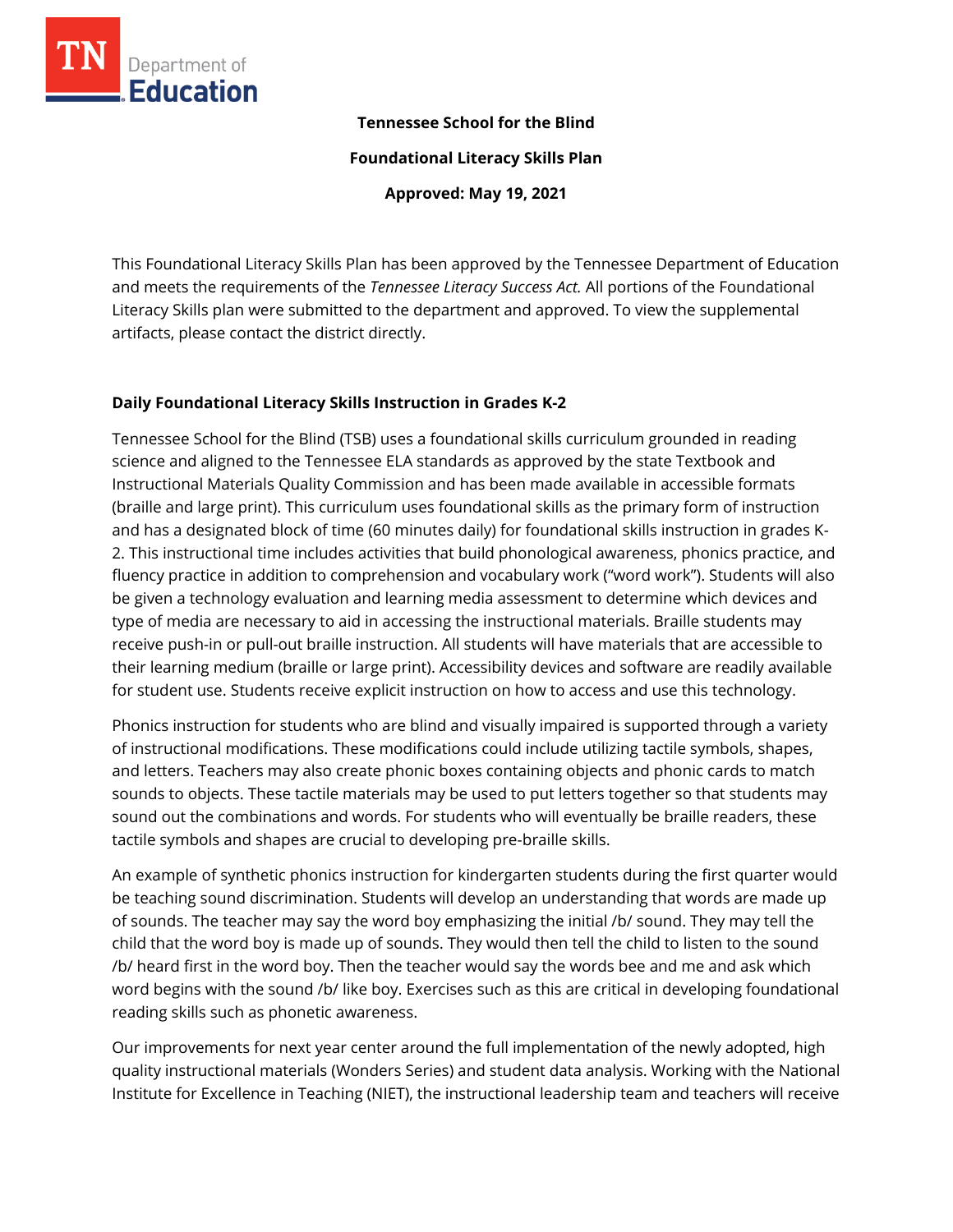**Tennessee School for the Blind**

**Foundational Literacy Skills Plan**

**Approved: May 19, 2021**

This Foundational Literacy Skills Plan has been approved by the Tennessee Department of Education and meets the requirements of the *Tennessee Literacy Success Act.* All portions of the Foundational Literacy Skills plan were submitted to the department and approved. To view the supplemental artifacts, please contact the district directly.

## Daily Foundational Literacy Skills Instruction in Grades K-2

Tennessee School for the Blind (TSB) uses a foundational skills curriculum grounded in reading science and aligned to the Tennessee ELA standards as approved by the state Textbook and Instructional Materials Quality Commission and has been made available in accessible formats (braille and large print). This curriculum uses foundational skills as the primary form of instruction and has a designated block of time (60 minutes daily) for foundational skills instruction in grades K-2. This instructional time includes activities that build phonological awareness, phonics practice, and fluency practice in addition to comprehension and vocabulary work ("word work"). Students will also be given a technology evaluation and learning media assessment to determine which devices and type of media are necessary to aid in accessing the instructional materials. Braille students may receive push-in or pull-out braille instruction. All students will have materials that are accessible to their learning medium (braille or large print). Accessibility devices and software are readily available for student use. Students receive explicit instruction on how to access and use this technology.

Phonics instruction for students who are blind and visually impaired is supported through a variety of instructional modifications. These modifications could include utilizing tactile symbols, shapes, and letters. Teachers may also create phonic boxes containing objects and phonic cards to match sounds to objects. These tactile materials may be used to put letters together so that students may sound out the combinations and words. For students who will eventually be braille readers, these tactile symbols and shapes are crucial to developing pre-braille skills.

An example of synthetic phonics instruction for kindergarten students during the first quarter would be teaching sound discrimination. Students will develop an understanding that words are made up of sounds. The teacher may say the word boy emphasizing the initial /b/ sound. They may tell the child that the word boy is made up of sounds. They would then tell the child to listen to the sound /b/ heard first in the word boy. Then the teacher would say the words bee and me and ask which word begins with the sound /b/ like boy. Exercises such as this are critical in developing foundational reading skills such as phonetic awareness.

Our improvements for next year center around the full implementation of the newly adopted, high quality instructional materials (Wonders Series) and student data analysis. Working with the National Institute for Excellence in Teaching (NIET), the instructional leadership team and teachers will receive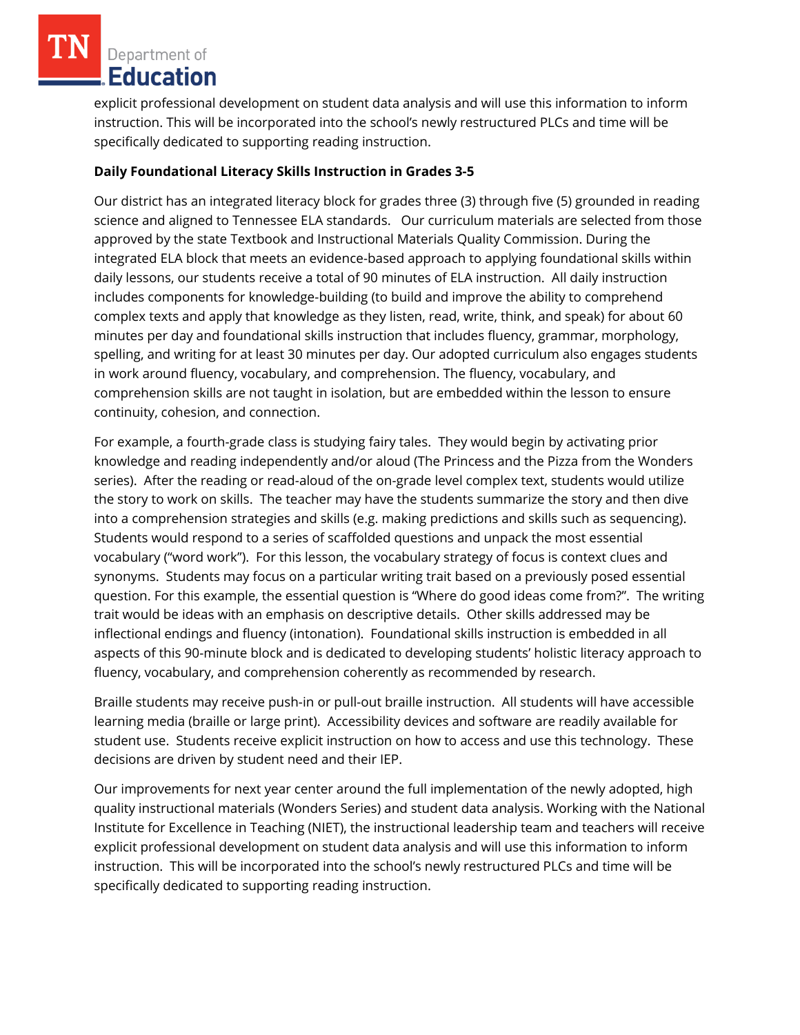explicit professional development on student data analysis and will use this information to inform instruction. This will be incorporated into the school's newly restructured PLCs and time will be specifically dedicated to supporting reading instruction.

**Daily Foundational Literacy Skills Instruction in Grades 3-5**

Our district has an integrated literacy block for grades three (3) through five (5) grounded in reading science and aligned to Tennessee ELA standards. Our curriculum materials are selected from those approved by the state Textbook and Instructional Materials Quality Commission. During the integrated ELA block that meets an evidence-based approach to applying foundational skills within daily lessons, our students receive a total of 90 minutes of ELA instruction. All daily instruction includes components for knowledge-building (to build and improve the ability to comprehend complex texts and apply that knowledge as they listen, read, write, think, and speak) for about 60 minutes per day and foundational skills instruction that includes fluency, grammar, morphology, spelling, and writing for at least 30 minutes per day. Our adopted curriculum also engages students in work around fluency, vocabulary, and comprehension. The fluency, vocabulary, and comprehension skills are not taught in isolation, but are embedded within the lesson to ensure continuity, cohesion, and connection.

For example, a fourth-grade class is studying fairy tales. They would begin by activating prior knowledge and reading independently and/or aloud (The Princess and the Pizza from the Wonders series). After the reading or read-aloud of the on-grade level complex text, students would utilize the story to work on skills. The teacher may have the students summarize the story and then dive into a comprehension strategies and skills (e.g. making predictions and skills such as sequencing). Students would respond to a series of scaffolded questions and unpack the most essential vocabulary ("word work"). For this lesson, the vocabulary strategy of focus is context clues and synonyms. Students may focus on a particular writing trait based on a previously posed essential question. For this example, the essential question is "Where do good ideas come from?". The writing trait would be ideas with an emphasis on descriptive details. Other skills addressed may be inflectional endings and fluency (intonation). Foundational skills instruction is embedded in all aspects of this 90-minute block and is dedicated to developing students' holistic literacy approach to fluency, vocabulary, and comprehension coherently as recommended by research.

Braille students may receive push-in or pull-out braille instruction. All students will have accessible learning media (braille or large print). Accessibility devices and software are readily available for student use. Students receive explicit instruction on how to access and use this technology. These decisions are driven by student need and their IEP.

Our improvements for next year center around the full implementation of the newly adopted, high quality instructional materials (Wonders Series) and student data analysis. Working with the National Institute for Excellence in Teaching (NIET), the instructional leadership team and teachers will receive explicit professional development on student data analysis and will use this information to inform instruction. This will be incorporated into the school's newly restructured PLCs and time will be specifically dedicated to supporting reading instruction.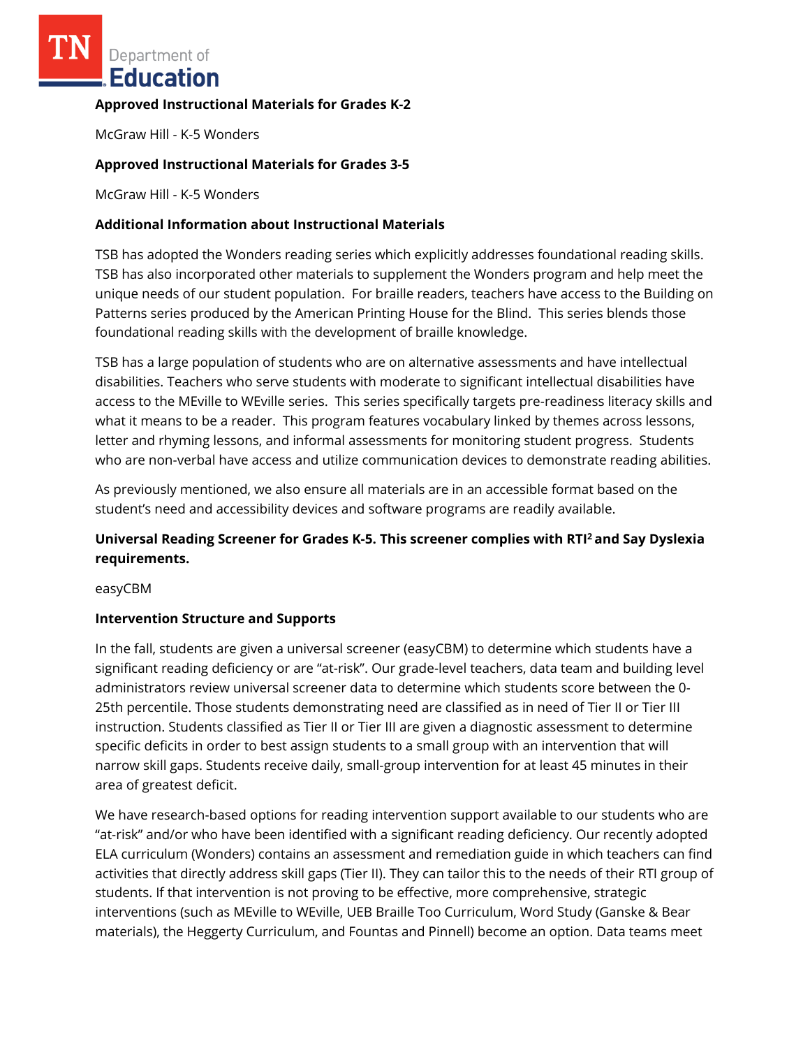**Approved Instructional Materials for Grades K-2**

McGraw Hill - K-5 Wonders

**Approved Instructional Materials for Grades 3-5**

McGraw Hill - K-5 Wonders

**Additional Information about Instructional Materials**

TSB has adopted the Wonders reading series which explicitly addresses foundational reading skills. TSB has also incorporated other materials to supplement the Wonders program and help meet the unique needs of our student population. For braille readers, teachers have access to the Building on Patterns series produced by the American Printing House for the Blind. This series blends those foundational reading skills with the development of braille knowledge.

TSB has a large population of students who are on alternative assessments and have intellectual disabilities. Teachers who serve students with moderate to significant intellectual disabilities have access to the MEville to WEville series. This series specifically targets pre-readiness literacy skills and what it means to be a reader. This program features vocabulary linked by themes across lessons, letter and rhyming lessons, and informal assessments for monitoring student progress. Students who are non-verbal have access and utilize communication devices to demonstrate reading abilities.

As previously mentioned, we also ensure all materials are in an accessible format based on the student's need and accessibility devices and software programs are readily available.

**Universal Reading Screener for Grades K-5. This screener complies with RTI² and Say Dyslexia requirements.**

easyCBM

**Intervention Structure and Supports**

In the fall, students are given a universal screener (easyCBM) to determine which students have a significant reading deficiency or are "at-risk". Our grade-level teachers, data team and building level administrators review universal screener data to determine which students score between the 0-25th percentile. Those students demonstrating need are classified as in need of Tier II or Tier III instruction. Students classified as Tier II or Tier III are given a diagnostic assessment to determine specific deficits in order to best assign students to a small group with an intervention that will narrow skill gaps. Students receive daily, small-group intervention for at least 45 minutes in their area of greatest deficit.

We have research-based options for reading intervention support available to our students who are "at-risk" and/or who have been identified with a significant reading deficiency. Our recently adopted ELA curriculum (Wonders) contains an assessment and remediation guide in which teachers can find activities that directly address skill gaps (Tier II). They can tailor this to the needs of their RTI group of students. If that intervention is not proving to be effective, more comprehensive, strategic interventions (such as MEville to WEville, UEB Braille Too Curriculum, Word Study (Ganske & Bear materials), the Heggerty Curriculum, and Fountas and Pinnell) become an option. Data teams meet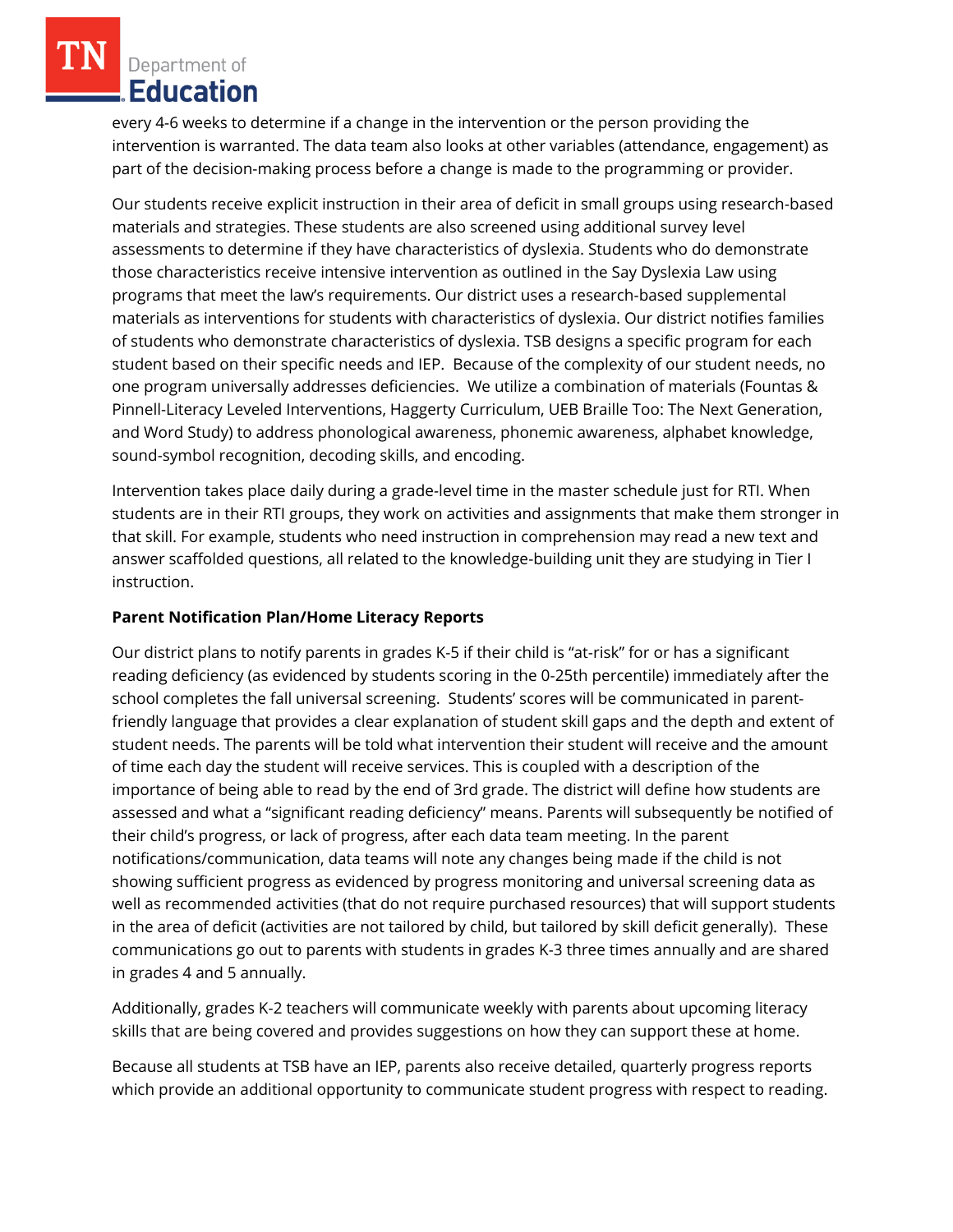every 4-6 weeks to determine if a change in the intervention or the person providing the intervention is warranted. The data team also looks at other variables (attendance, engagement) as part of the decision-making process before a change is made to the programming or provider.

Our students receive explicit instruction in their area of deficit in small groups using research-based materials and strategies. These students are also screened using additional survey level assessments to determine if they have characteristics of dyslexia. Students who do demonstrate those characteristics receive intensive intervention as outlined in the Say Dyslexia Law using programs that meet the law's requirements. Our district uses a research-based supplemental materials as interventions for students with characteristics of dyslexia. Our district notifies families of students who demonstrate characteristics of dyslexia. TSB designs a specific program for each student based on their specific needs and IEP. Because of the complexity of our student needs, no one program universally addresses deficiencies. We utilize a combination of materials (Fountas & Pinnell-Literacy Leveled Interventions, Haggerty Curriculum, UEB Braille Too: The Next Generation, and Word Study) to address phonological awareness, phonemic awareness, alphabet knowledge, sound-symbol recognition, decoding skills, and encoding.

Intervention takes place daily during a grade-level time in the master schedule just for RTI. When students are in their RTI groups, they work on activities and assignments that make them stronger in that skill. For example, students who need instruction in comprehension may read a new text and answer scaffolded questions, all related to the knowledge-building unit they are studying in Tier I instruction.

**Parent Notification Plan/Home Literacy Reports**

Our district plans to notify parents in grades K-5 if their child is "at-risk" for or has a significant reading deficiency (as evidenced by students scoring in the 0-25th percentile) immediately after the school completes the fall universal screening. Students' scores will be communicated in parent-friendly language that provides a clear explanation of student skill gaps and the depth and extent of student needs. The parents will be told what intervention their student will receive and the amount of time each day the student will receive services. This is coupled with a description of the importance of being able to read by the end of 3rd grade. The district will define how students are assessed and what a "significant reading deficiency" means. Parents will subsequently be notified of their child's progress, or lack of progress, after each data team meeting. In the parent notifications/communication, data teams will note any changes being made if the child is not showing sufficient progress as evidenced by progress monitoring and universal screening data as well as recommended activities (that do not require purchased resources) that will support students in the area of deficit (activities are not tailored by child, but tailored by skill deficit generally). These communications go out to parents with students in grades K-3 three times annually and are shared in grades 4 and 5 annually.

Additionally, grades K-2 teachers will communicate weekly with parents about upcoming literacy skills that are being covered and provides suggestions on how they can support these at home.

Because all students at TSB have an IEP, parents also receive detailed, quarterly progress reports which provide an additional opportunity to communicate student progress with respect to reading.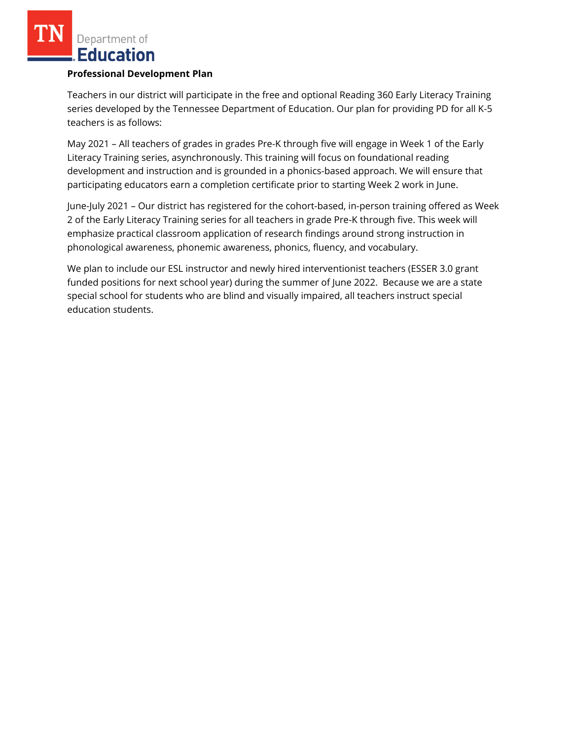**Professional Development Plan**

Teachers in our district will participate in the free and optional Reading 360 Early Literacy Training series developed by the Tennessee Department of Education. Our plan for providing PD for all K-5 teachers is as follows:

May 2021 – All teachers of grades in grades Pre-K through five will engage in Week 1 of the Early Literacy Training series, asynchronously. This training will focus on foundational reading development and instruction and is grounded in a phonics-based approach. We will ensure that participating educators earn a completion certificate prior to starting Week 2 work in June.

June-July 2021 – Our district has registered for the cohort-based, in-person training offered as Week 2 of the Early Literacy Training series for all teachers in grade Pre-K through five. This week will emphasize practical classroom application of research findings around strong instruction in phonological awareness, phonemic awareness, phonics, fluency, and vocabulary.

We plan to include our ESL instructor and newly hired interventionist teachers (ESSER 3.0 grant funded positions for next school year) during the summer of June 2022. Because we are a state special school for students who are blind and visually impaired, all teachers instruct special education students.